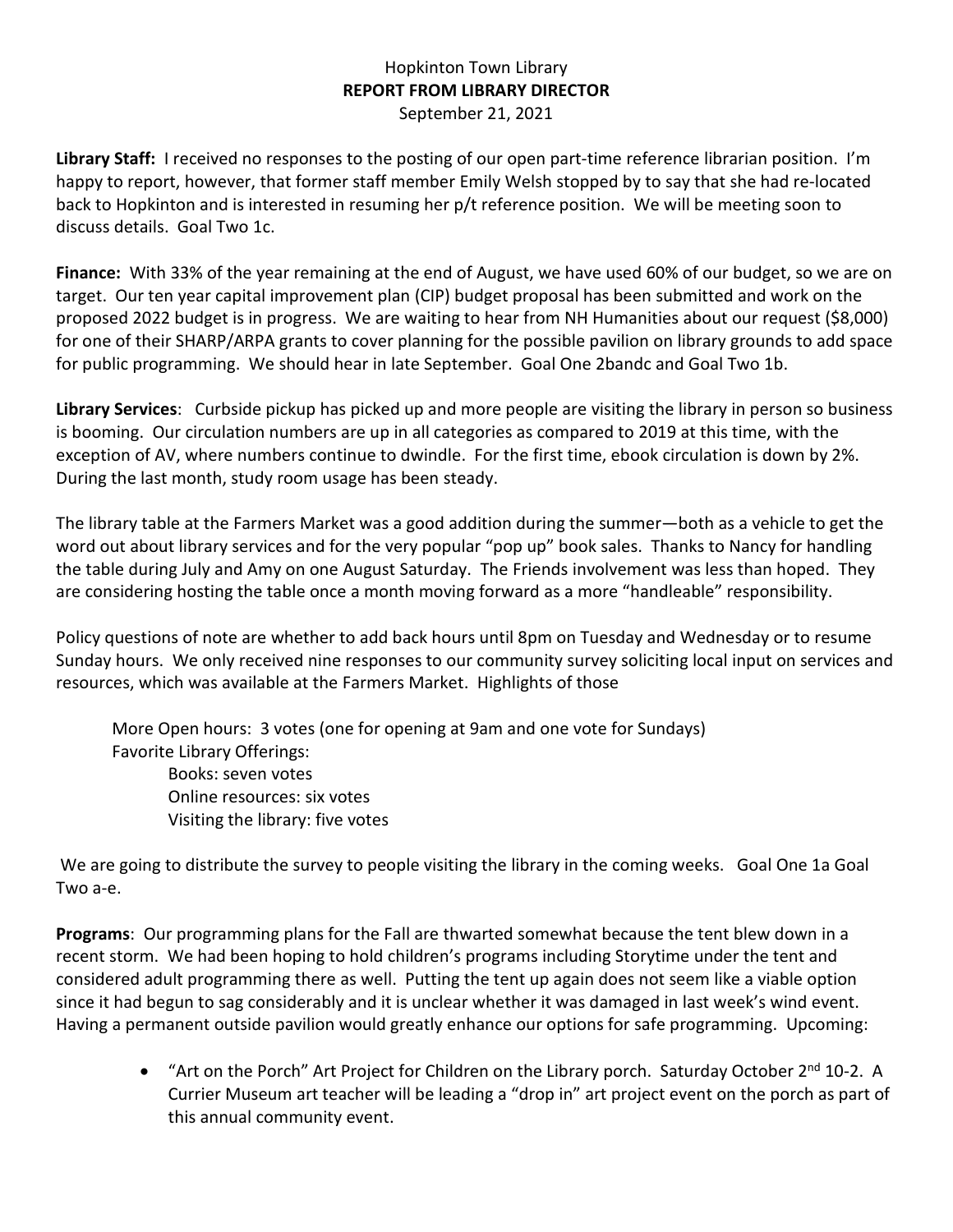Hopkinton Town Library

**REPORT FROM LIBRARY DIRECTOR**

September 21, 2021

**Library Staff:** I received no responses to the posting of our open part-time reference librarian position. I'm happy to report, however, that former staff member Emily Welsh stopped by to say that she had re-located back to Hopkinton and is interested in resuming her p/t reference position. We will be meeting soon to discuss details. Goal Two 1c.

**Finance:** With 33% of the year remaining at the end of August, we have used 60% of our budget, so we are on target. Our ten year capital improvement plan (CIP) budget proposal has been submitted and work on the proposed 2022 budget is in progress. We are waiting to hear from NH Humanities about our request ($8,000) for one of their SHARP/ARPA grants to cover planning for the possible pavilion on library grounds to add space for public programming. We should hear in late September. Goal One 2bandc and Goal Two 1b.

**Library Services**: Curbside pickup has picked up and more people are visiting the library in person so business is booming. Our circulation numbers are up in all categories as compared to 2019 at this time, with the exception of AV, where numbers continue to dwindle. For the first time, ebook circulation is down by 2%. During the last month, study room usage has been steady.

The library table at the Farmers Market was a good addition during the summer—both as a vehicle to get the word out about library services and for the very popular "pop up" book sales. Thanks to Nancy for handling the table during July and Amy on one August Saturday. The Friends involvement was less than hoped. They are considering hosting the table once a month moving forward as a more "handleable" responsibility.

Policy questions of note are whether to add back hours until 8pm on Tuesday and Wednesday or to resume Sunday hours. We only received nine responses to our community survey soliciting local input on services and resources, which was available at the Farmers Market. Highlights of those

More Open hours: 3 votes (one for opening at 9am and one vote for Sundays)
Favorite Library Offerings:
- Books: seven votes
- Online resources: six votes
- Visiting the library: five votes

We are going to distribute the survey to people visiting the library in the coming weeks. Goal One 1a Goal Two a-e.

**Programs**: Our programming plans for the Fall are thwarted somewhat because the tent blew down in a recent storm. We had been hoping to hold children's programs including Storytime under the tent and considered adult programming there as well. Putting the tent up again does not seem like a viable option since it had begun to sag considerably and it is unclear whether it was damaged in last week's wind event. Having a permanent outside pavilion would greatly enhance our options for safe programming. Upcoming:

- "Art on the Porch" Art Project for Children on the Library porch. Saturday October 2nd 10-2. A Currier Museum art teacher will be leading a "drop in" art project event on the porch as part of this annual community event.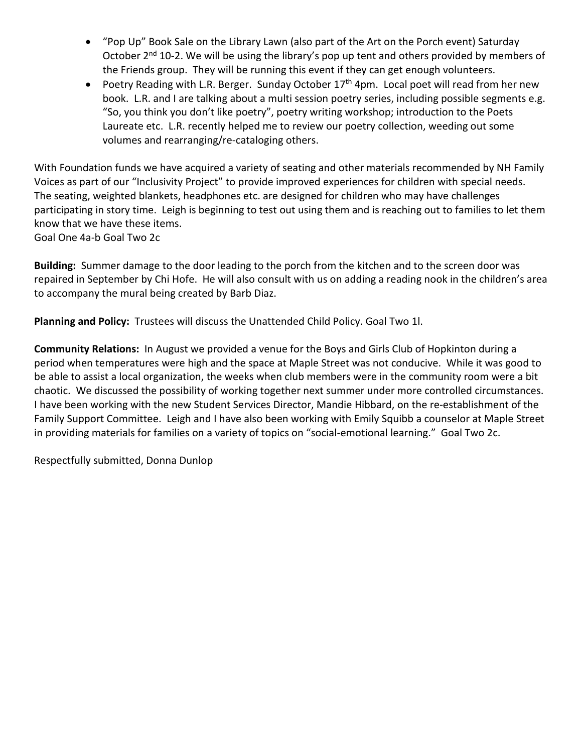- "Pop Up" Book Sale on the Library Lawn (also part of the Art on the Porch event) Saturday October 2nd 10-2. We will be using the library's pop up tent and others provided by members of the Friends group. They will be running this event if they can get enough volunteers.
- Poetry Reading with L.R. Berger. Sunday October 17th 4pm. Local poet will read from her new book. L.R. and I are talking about a multi session poetry series, including possible segments e.g. "So, you think you don't like poetry", poetry writing workshop; introduction to the Poets Laureate etc. L.R. recently helped me to review our poetry collection, weeding out some volumes and rearranging/re-cataloging others.

With Foundation funds we have acquired a variety of seating and other materials recommended by NH Family Voices as part of our "Inclusivity Project" to provide improved experiences for children with special needs. The seating, weighted blankets, headphones etc. are designed for children who may have challenges participating in story time. Leigh is beginning to test out using them and is reaching out to families to let them know that we have these items.
Goal One 4a-b Goal Two 2c

**Building:** Summer damage to the door leading to the porch from the kitchen and to the screen door was repaired in September by Chi Hofe. He will also consult with us on adding a reading nook in the children's area to accompany the mural being created by Barb Diaz.

**Planning and Policy:** Trustees will discuss the Unattended Child Policy. Goal Two 1l.

**Community Relations:** In August we provided a venue for the Boys and Girls Club of Hopkinton during a period when temperatures were high and the space at Maple Street was not conducive. While it was good to be able to assist a local organization, the weeks when club members were in the community room were a bit chaotic. We discussed the possibility of working together next summer under more controlled circumstances. I have been working with the new Student Services Director, Mandie Hibbard, on the re-establishment of the Family Support Committee. Leigh and I have also been working with Emily Squibb a counselor at Maple Street in providing materials for families on a variety of topics on "social-emotional learning." Goal Two 2c.

Respectfully submitted, Donna Dunlop